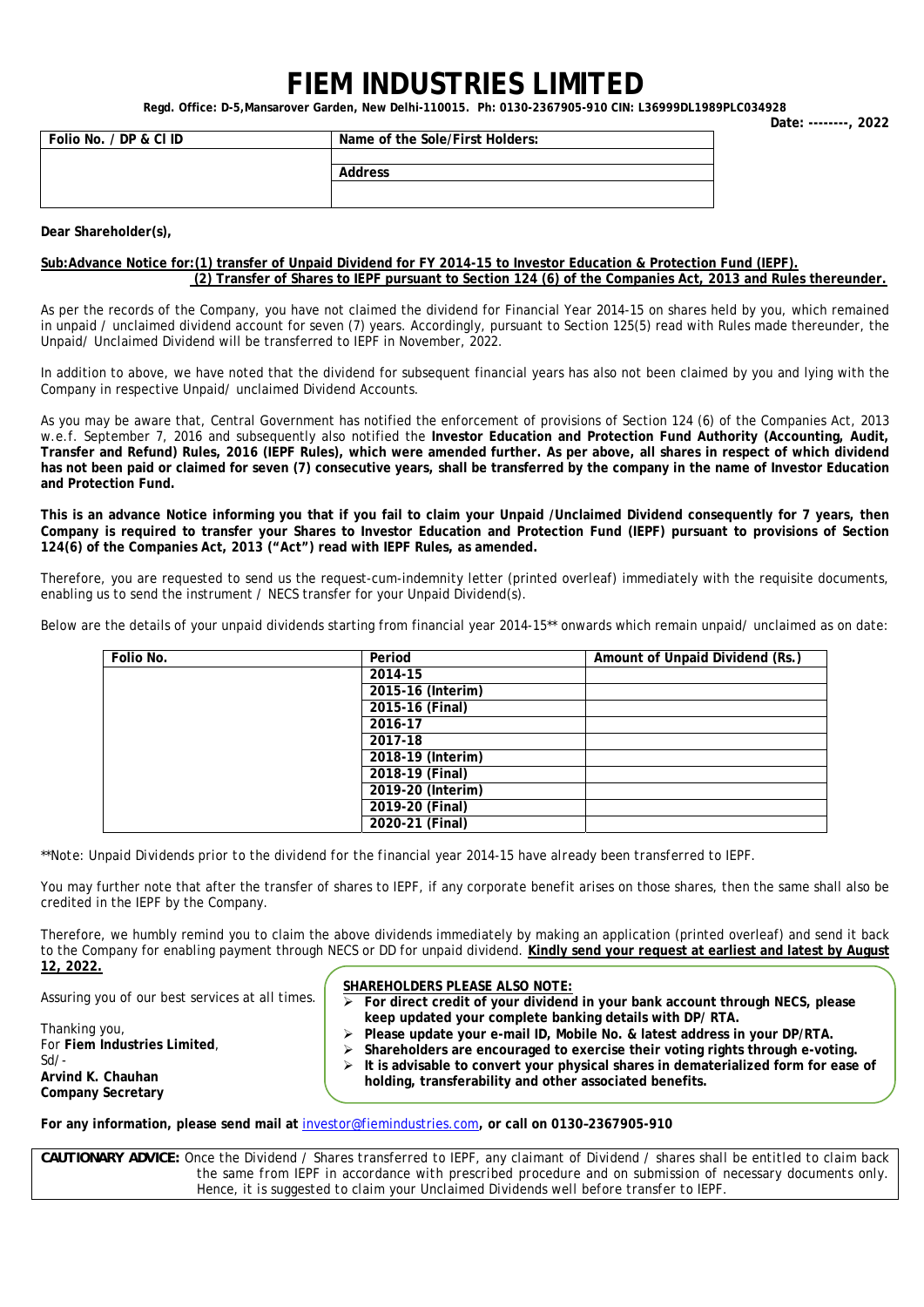# FIEM INDUSTRIES LIMITED

**Regd. Office: D-5,Mansarover Garden, New Delhi-110015. Ph: 0130-2367905-910 CIN: L36999DL1989PLC034928**

**Date: --------, 2022**

| Folio No. / DP & Cl ID | Name of the Sole/First Holders: |
|---|---|
| | |
| | **Address** |
| | |

**Dear Shareholder(s),**

**Sub:Advance Notice for:(1) transfer of Unpaid Dividend for FY 2014-15 to Investor Education & Protection Fund (IEPF).**
**(2) Transfer of Shares to IEPF pursuant to Section 124 (6) of the Companies Act, 2013 and Rules thereunder.**

As per the records of the Company, you have not claimed the dividend for Financial Year 2014-15 on shares held by you, which remained in unpaid / unclaimed dividend account for seven (7) years. Accordingly, pursuant to Section 125(5) read with Rules made thereunder, the Unpaid/ Unclaimed Dividend will be transferred to IEPF in November, 2022.

In addition to above, we have noted that the dividend for subsequent financial years has also not been claimed by you and lying with the Company in respective Unpaid/ unclaimed Dividend Accounts.

As you may be aware that, Central Government has notified the enforcement of provisions of Section 124 (6) of the Companies Act, 2013 w.e.f. September 7, 2016 and subsequently also notified the **Investor Education and Protection Fund Authority (Accounting, Audit, Transfer and Refund) Rules, 2016 (IEPF Rules), which were amended further. As per above, all shares in respect of which dividend has not been paid or claimed for seven (7) consecutive years, shall be transferred by the company in the name of Investor Education and Protection Fund.**

**This is an advance Notice informing you that if you fail to claim your Unpaid /Unclaimed Dividend consequently for 7 years, then Company is required to transfer your Shares to Investor Education and Protection Fund (IEPF) pursuant to provisions of Section 124(6) of the Companies Act, 2013 ("Act") read with IEPF Rules, as amended.**

Therefore, you are requested to send us the request-cum-indemnity letter (printed overleaf) immediately with the requisite documents, enabling us to send the instrument / NECS transfer for your Unpaid Dividend(s).

Below are the details of your unpaid dividends starting from financial year 2014-15** onwards which remain unpaid/ unclaimed as on date:

| Folio No. | Period | Amount of Unpaid Dividend (Rs.) |
|---|---|---|
| | 2014-15 | |
| | 2015-16 (Interim) | |
| | 2015-16 (Final) | |
| | 2016-17 | |
| | 2017-18 | |
| | 2018-19 (Interim) | |
| | 2018-19 (Final) | |
| | 2019-20 (Interim) | |
| | 2019-20 (Final) | |
| | 2020-21 (Final) | |

*\*\*Note: Unpaid Dividends prior to the dividend for the financial year 2014-15 have already been transferred to IEPF.*

You may further note that after the transfer of shares to IEPF, if any corporate benefit arises on those shares, then the same shall also be credited in the IEPF by the Company.

Therefore, we humbly remind you to claim the above dividends immediately by making an application (printed overleaf) and send it back to the Company for enabling payment through NECS or DD for unpaid dividend. **Kindly send your request at earliest and latest by August 12, 2022.**

Assuring you of our best services at all times.

Thanking you,
For **Fiem Industries Limited**,
Sd/-
**Arvind K. Chauhan**
**Company Secretary**

**SHAREHOLDERS PLEASE ALSO NOTE:**

- **For direct credit of your dividend in your bank account through NECS, please keep updated your complete banking details with DP/ RTA.**
- **Please update your e-mail ID, Mobile No. & latest address in your DP/RTA.**
- **Shareholders are encouraged to exercise their voting rights through e-voting.**
- **It is advisable to convert your physical shares in dematerialized form for ease of holding, transferability and other associated benefits.**

**For any information, please send mail at** investor@fiemindustries.com**, or call on 0130-2367905-910**

**CAUTIONARY ADVICE:** Once the Dividend / Shares transferred to IEPF, any claimant of Dividend / shares shall be entitled to claim back the same from IEPF in accordance with prescribed procedure and on submission of necessary documents only. Hence, it is suggested to claim your Unclaimed Dividends well before transfer to IEPF.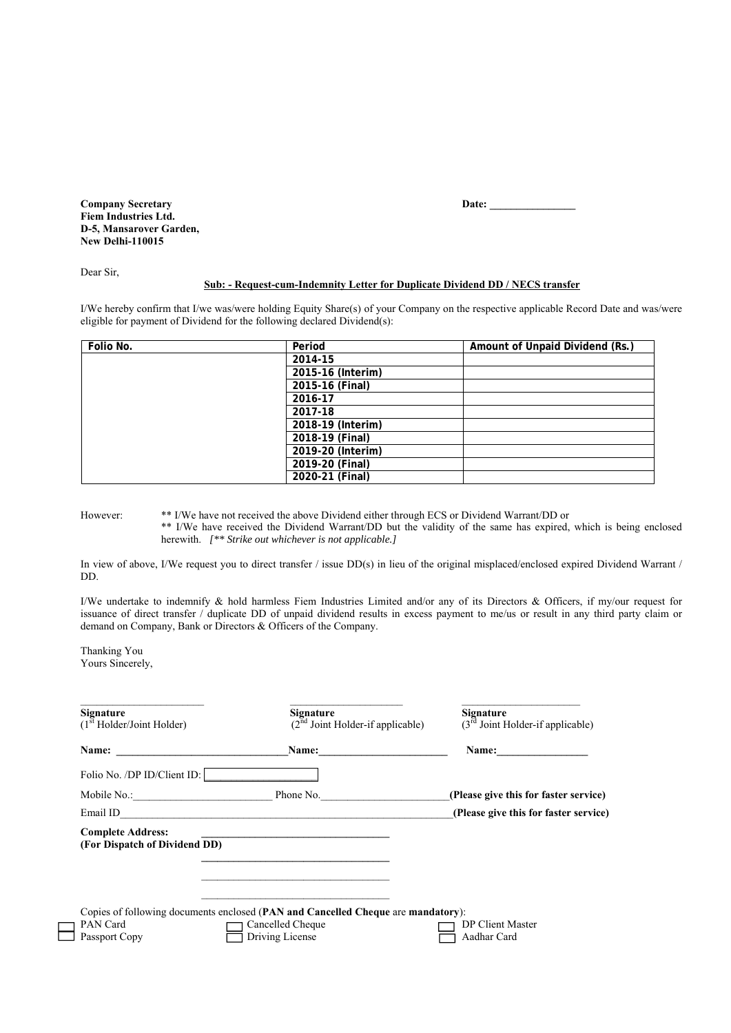**Company Secretary**
**Fiem Industries Ltd.**
**D-5, Mansarover Garden,**
**New Delhi-110015**

**Date: ________________**

Dear Sir,

**Sub: - Request-cum-Indemnity Letter for Duplicate Dividend DD / NECS transfer**

I/We hereby confirm that I/we was/were holding Equity Share(s) of your Company on the respective applicable Record Date and was/were eligible for payment of Dividend for the following declared Dividend(s):

| Folio No. | Period | Amount of Unpaid Dividend (Rs.) |
|---|---|---|
| | 2014-15 | |
| | 2015-16 (Interim) | |
| | 2015-16 (Final) | |
| | 2016-17 | |
| | 2017-18 | |
| | 2018-19 (Interim) | |
| | 2018-19 (Final) | |
| | 2019-20 (Interim) | |
| | 2019-20 (Final) | |
| | 2020-21 (Final) | |

However: ** I/We have not received the above Dividend either through ECS or Dividend Warrant/DD or
** I/We have received the Dividend Warrant/DD but the validity of the same has expired, which is being enclosed herewith. *[** Strike out whichever is not applicable.]*

In view of above, I/We request you to direct transfer / issue DD(s) in lieu of the original misplaced/enclosed expired Dividend Warrant / DD.

I/We undertake to indemnify & hold harmless Fiem Industries Limited and/or any of its Directors & Officers, if my/our request for issuance of direct transfer / duplicate DD of unpaid dividend results in excess payment to me/us or result in any third party claim or demand on Company, Bank or Directors & Officers of the Company.

Thanking You
Yours Sincerely,

| ______________________ | ______________________ | ______________________ |
|---|---|---|
| **Signature** (1st Holder/Joint Holder) | **Signature** (2nd Joint Holder-if applicable) | **Signature** (3rd Joint Holder-if applicable) |
| **Name:** ______________________ | **Name:** ______________________ | **Name:** ______________________ |

Folio No. /DP ID/Client ID: ____________________

Mobile No.:__________________________ Phone No.________________________ **(Please give this for faster service)**

Email ID_________________________________________________________________ **(Please give this for faster service)**

**Complete Address:**
**(For Dispatch of Dividend DD)**
____________________________________
____________________________________
____________________________________
____________________________________

Copies of following documents enclosed (**PAN and Cancelled Cheque** are **mandatory**):

- ☐ PAN Card
- ☐ Cancelled Cheque
- ☐ DP Client Master
- ☐ Passport Copy
- ☐ Driving License
- ☐ Aadhar Card